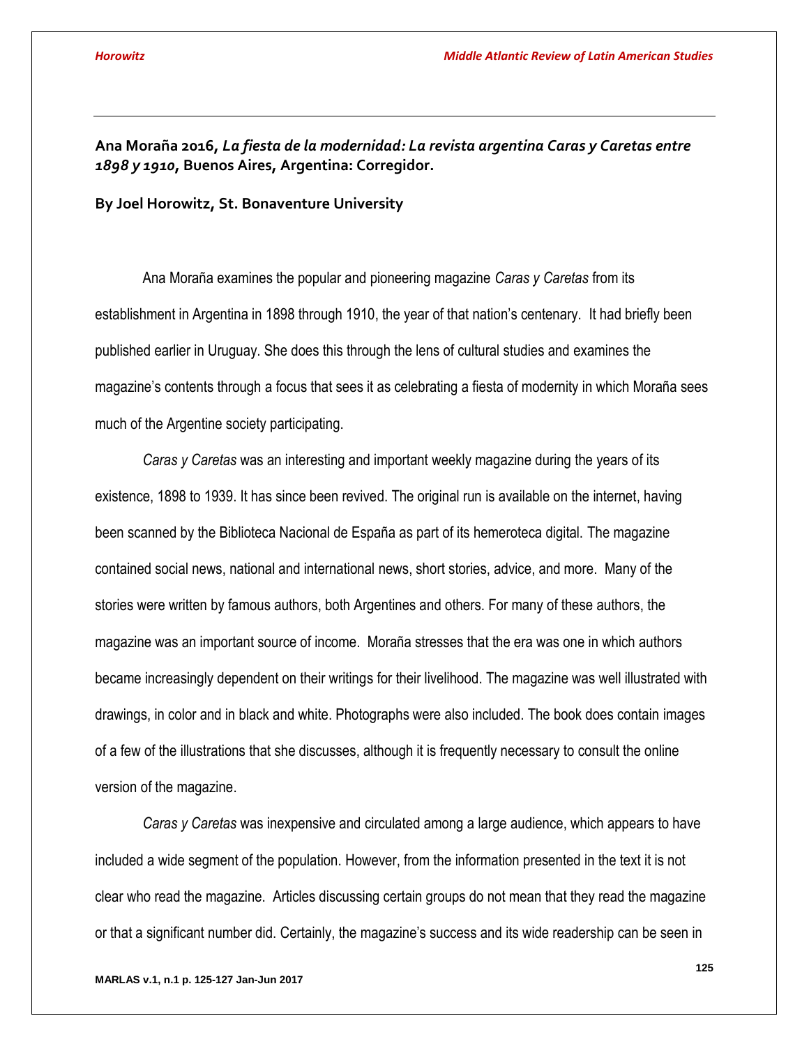**Ana Moraña 2016, *La fiesta de la modernidad: La revista argentina Caras y Caretas entre 1898 y 1910*, Buenos Aires, Argentina: Corregidor.**

**By Joel Horowitz, St. Bonaventure University**

Ana Moraña examines the popular and pioneering magazine *Caras y Caretas* from its establishment in Argentina in 1898 through 1910, the year of that nation's centenary. It had briefly been published earlier in Uruguay. She does this through the lens of cultural studies and examines the magazine's contents through a focus that sees it as celebrating a fiesta of modernity in which Moraña sees much of the Argentine society participating.

*Caras y Caretas* was an interesting and important weekly magazine during the years of its existence, 1898 to 1939. It has since been revived. The original run is available on the internet, having been scanned by the Biblioteca Nacional de España as part of its hemeroteca digital. The magazine contained social news, national and international news, short stories, advice, and more. Many of the stories were written by famous authors, both Argentines and others. For many of these authors, the magazine was an important source of income. Moraña stresses that the era was one in which authors became increasingly dependent on their writings for their livelihood. The magazine was well illustrated with drawings, in color and in black and white. Photographs were also included. The book does contain images of a few of the illustrations that she discusses, although it is frequently necessary to consult the online version of the magazine.

*Caras y Caretas* was inexpensive and circulated among a large audience, which appears to have included a wide segment of the population. However, from the information presented in the text it is not clear who read the magazine. Articles discussing certain groups do not mean that they read the magazine or that a significant number did. Certainly, the magazine's success and its wide readership can be seen in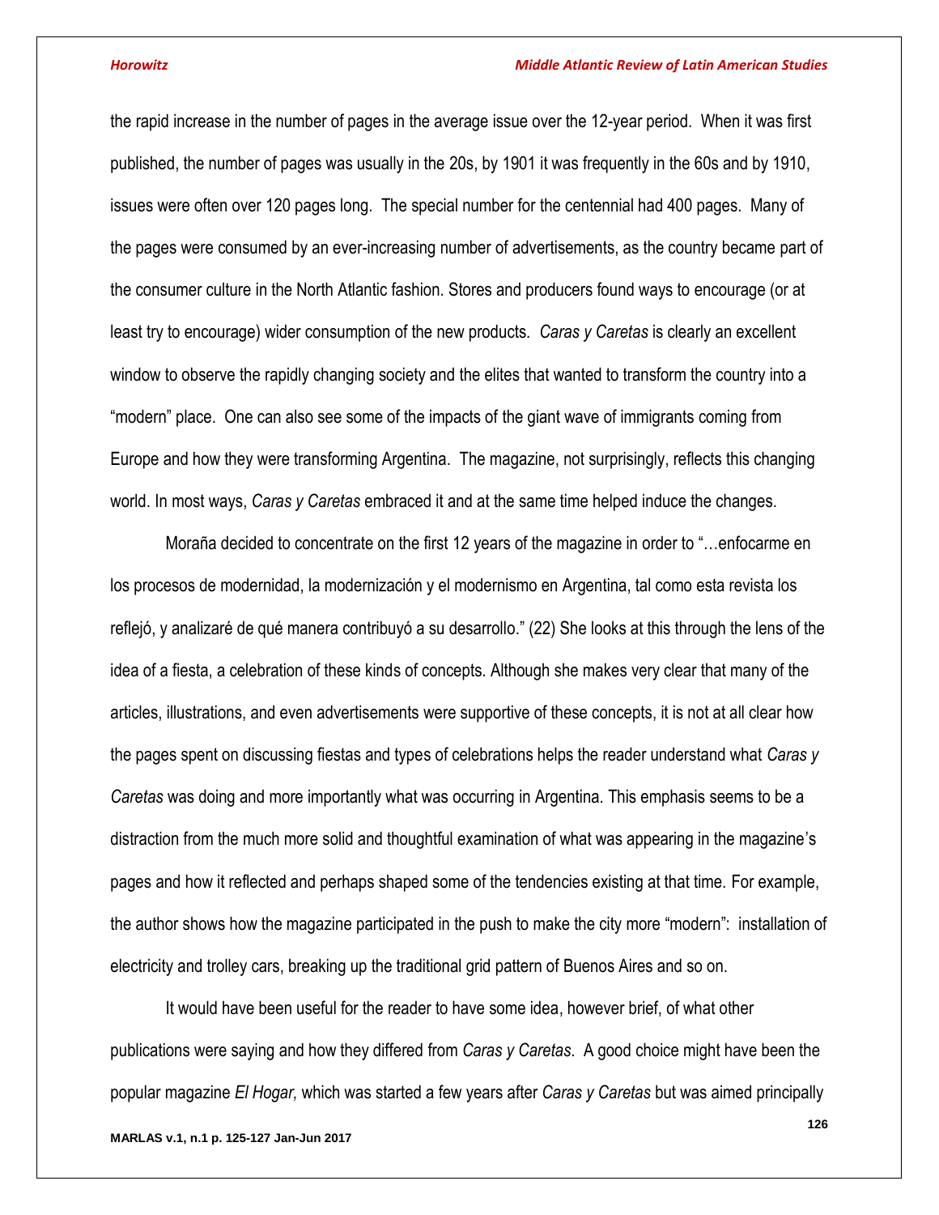the rapid increase in the number of pages in the average issue over the 12-year period. When it was first published, the number of pages was usually in the 20s, by 1901 it was frequently in the 60s and by 1910, issues were often over 120 pages long. The special number for the centennial had 400 pages. Many of the pages were consumed by an ever-increasing number of advertisements, as the country became part of the consumer culture in the North Atlantic fashion. Stores and producers found ways to encourage (or at least try to encourage) wider consumption of the new products. *Caras y Caretas* is clearly an excellent window to observe the rapidly changing society and the elites that wanted to transform the country into a "modern" place. One can also see some of the impacts of the giant wave of immigrants coming from Europe and how they were transforming Argentina. The magazine, not surprisingly, reflects this changing world. In most ways, *Caras y Caretas* embraced it and at the same time helped induce the changes.

Moraña decided to concentrate on the first 12 years of the magazine in order to "…enfocarme en los procesos de modernidad, la modernización y el modernismo en Argentina, tal como esta revista los reflejó, y analizaré de qué manera contribuyó a su desarrollo." (22) She looks at this through the lens of the idea of a fiesta, a celebration of these kinds of concepts. Although she makes very clear that many of the articles, illustrations, and even advertisements were supportive of these concepts, it is not at all clear how the pages spent on discussing fiestas and types of celebrations helps the reader understand what *Caras y Caretas* was doing and more importantly what was occurring in Argentina. This emphasis seems to be a distraction from the much more solid and thoughtful examination of what was appearing in the magazine's pages and how it reflected and perhaps shaped some of the tendencies existing at that time. For example, the author shows how the magazine participated in the push to make the city more "modern": installation of electricity and trolley cars, breaking up the traditional grid pattern of Buenos Aires and so on.

It would have been useful for the reader to have some idea, however brief, of what other publications were saying and how they differed from *Caras y Caretas*. A good choice might have been the popular magazine *El Hogar,* which was started a few years after *Caras y Caretas* but was aimed principally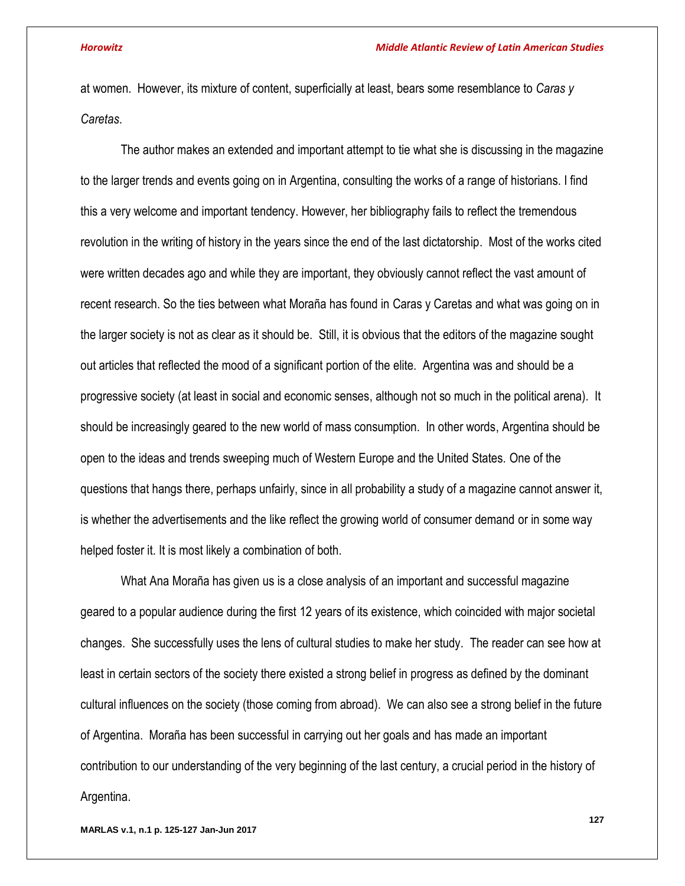at women. However, its mixture of content, superficially at least, bears some resemblance to *Caras y Caretas*.

The author makes an extended and important attempt to tie what she is discussing in the magazine to the larger trends and events going on in Argentina, consulting the works of a range of historians. I find this a very welcome and important tendency. However, her bibliography fails to reflect the tremendous revolution in the writing of history in the years since the end of the last dictatorship. Most of the works cited were written decades ago and while they are important, they obviously cannot reflect the vast amount of recent research. So the ties between what Moraña has found in Caras y Caretas and what was going on in the larger society is not as clear as it should be. Still, it is obvious that the editors of the magazine sought out articles that reflected the mood of a significant portion of the elite. Argentina was and should be a progressive society (at least in social and economic senses, although not so much in the political arena). It should be increasingly geared to the new world of mass consumption. In other words, Argentina should be open to the ideas and trends sweeping much of Western Europe and the United States. One of the questions that hangs there, perhaps unfairly, since in all probability a study of a magazine cannot answer it, is whether the advertisements and the like reflect the growing world of consumer demand or in some way helped foster it. It is most likely a combination of both.

What Ana Moraña has given us is a close analysis of an important and successful magazine geared to a popular audience during the first 12 years of its existence, which coincided with major societal changes. She successfully uses the lens of cultural studies to make her study. The reader can see how at least in certain sectors of the society there existed a strong belief in progress as defined by the dominant cultural influences on the society (those coming from abroad). We can also see a strong belief in the future of Argentina. Moraña has been successful in carrying out her goals and has made an important contribution to our understanding of the very beginning of the last century, a crucial period in the history of Argentina.